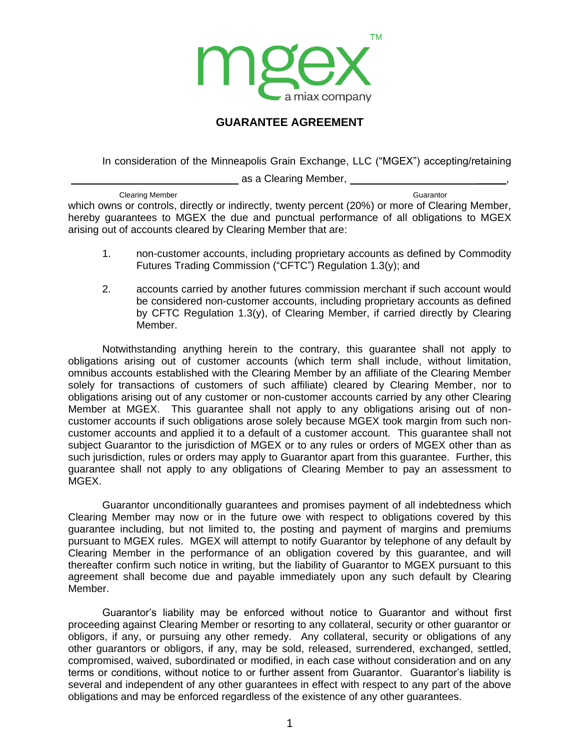# GUARANTEE AGREEMENT

In consideration of the Minneapolis Grain Exchange, LLC ("MGEX") accepting/retaining ______________________________ as a Clearing Member, ______________________________,

Clearing Member &nbsp;&nbsp;&nbsp;&nbsp;&nbsp;&nbsp;&nbsp;&nbsp;&nbsp;&nbsp;&nbsp;&nbsp;&nbsp;&nbsp;&nbsp;&nbsp;&nbsp;&nbsp;&nbsp;&nbsp;&nbsp;&nbsp;&nbsp;&nbsp;&nbsp;&nbsp;&nbsp;&nbsp;&nbsp;&nbsp; Guarantor

which owns or controls, directly or indirectly, twenty percent (20%) or more of Clearing Member, hereby guarantees to MGEX the due and punctual performance of all obligations to MGEX arising out of accounts cleared by Clearing Member that are:

1. non-customer accounts, including proprietary accounts as defined by Commodity Futures Trading Commission ("CFTC") Regulation 1.3(y); and

2. accounts carried by another futures commission merchant if such account would be considered non-customer accounts, including proprietary accounts as defined by CFTC Regulation 1.3(y), of Clearing Member, if carried directly by Clearing Member.

Notwithstanding anything herein to the contrary, this guarantee shall not apply to obligations arising out of customer accounts (which term shall include, without limitation, omnibus accounts established with the Clearing Member by an affiliate of the Clearing Member solely for transactions of customers of such affiliate) cleared by Clearing Member, nor to obligations arising out of any customer or non-customer accounts carried by any other Clearing Member at MGEX. This guarantee shall not apply to any obligations arising out of non-customer accounts if such obligations arose solely because MGEX took margin from such non-customer accounts and applied it to a default of a customer account. This guarantee shall not subject Guarantor to the jurisdiction of MGEX or to any rules or orders of MGEX other than as such jurisdiction, rules or orders may apply to Guarantor apart from this guarantee. Further, this guarantee shall not apply to any obligations of Clearing Member to pay an assessment to MGEX.

Guarantor unconditionally guarantees and promises payment of all indebtedness which Clearing Member may now or in the future owe with respect to obligations covered by this guarantee including, but not limited to, the posting and payment of margins and premiums pursuant to MGEX rules. MGEX will attempt to notify Guarantor by telephone of any default by Clearing Member in the performance of an obligation covered by this guarantee, and will thereafter confirm such notice in writing, but the liability of Guarantor to MGEX pursuant to this agreement shall become due and payable immediately upon any such default by Clearing Member.

Guarantor's liability may be enforced without notice to Guarantor and without first proceeding against Clearing Member or resorting to any collateral, security or other guarantor or obligors, if any, or pursuing any other remedy. Any collateral, security or obligations of any other guarantors or obligors, if any, may be sold, released, surrendered, exchanged, settled, compromised, waived, subordinated or modified, in each case without consideration and on any terms or conditions, without notice to or further assent from Guarantor. Guarantor's liability is several and independent of any other guarantees in effect with respect to any part of the above obligations and may be enforced regardless of the existence of any other guarantees.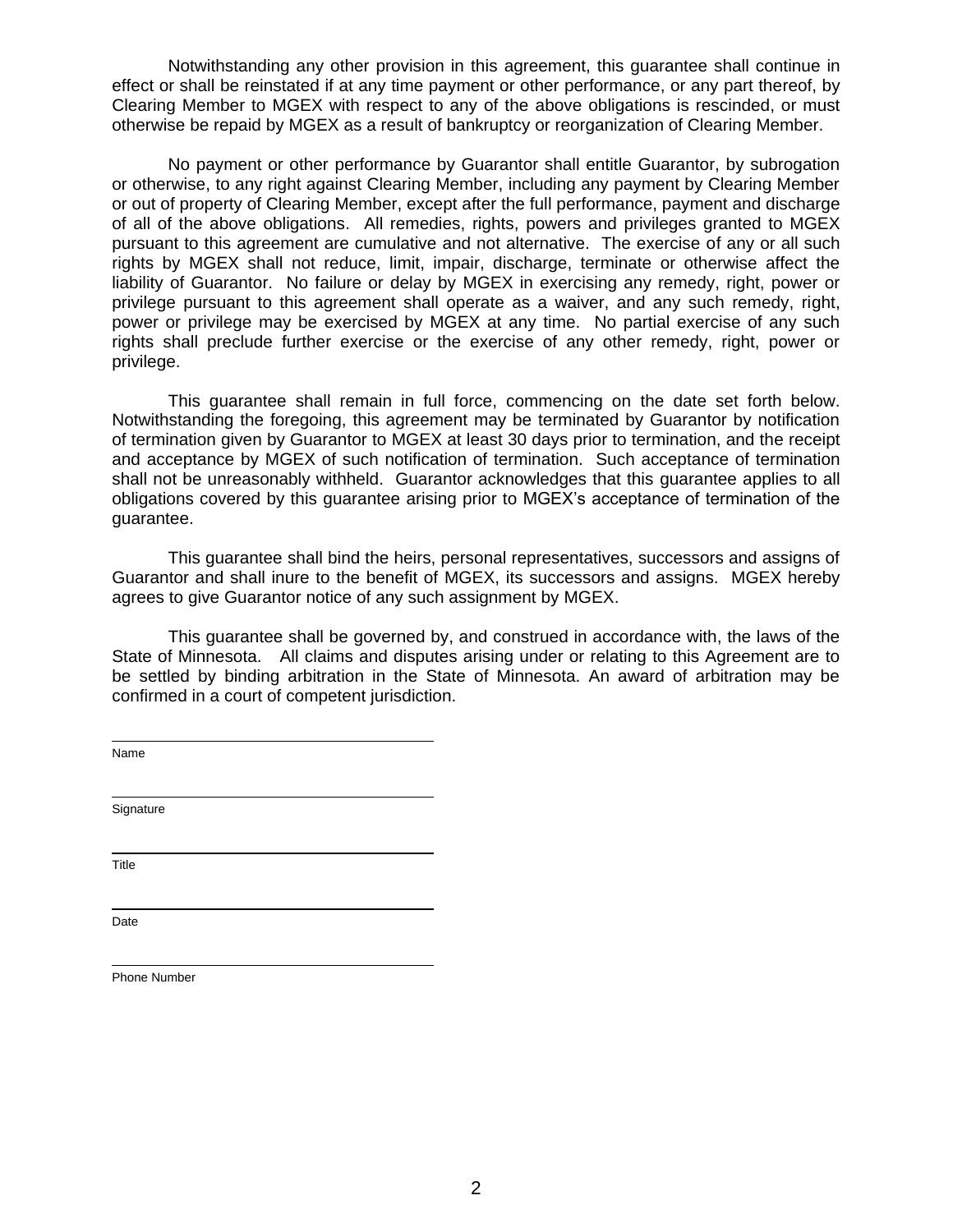Notwithstanding any other provision in this agreement, this guarantee shall continue in effect or shall be reinstated if at any time payment or other performance, or any part thereof, by Clearing Member to MGEX with respect to any of the above obligations is rescinded, or must otherwise be repaid by MGEX as a result of bankruptcy or reorganization of Clearing Member.

No payment or other performance by Guarantor shall entitle Guarantor, by subrogation or otherwise, to any right against Clearing Member, including any payment by Clearing Member or out of property of Clearing Member, except after the full performance, payment and discharge of all of the above obligations. All remedies, rights, powers and privileges granted to MGEX pursuant to this agreement are cumulative and not alternative. The exercise of any or all such rights by MGEX shall not reduce, limit, impair, discharge, terminate or otherwise affect the liability of Guarantor. No failure or delay by MGEX in exercising any remedy, right, power or privilege pursuant to this agreement shall operate as a waiver, and any such remedy, right, power or privilege may be exercised by MGEX at any time. No partial exercise of any such rights shall preclude further exercise or the exercise of any other remedy, right, power or privilege.

This guarantee shall remain in full force, commencing on the date set forth below. Notwithstanding the foregoing, this agreement may be terminated by Guarantor by notification of termination given by Guarantor to MGEX at least 30 days prior to termination, and the receipt and acceptance by MGEX of such notification of termination. Such acceptance of termination shall not be unreasonably withheld. Guarantor acknowledges that this guarantee applies to all obligations covered by this guarantee arising prior to MGEX's acceptance of termination of the guarantee.

This guarantee shall bind the heirs, personal representatives, successors and assigns of Guarantor and shall inure to the benefit of MGEX, its successors and assigns. MGEX hereby agrees to give Guarantor notice of any such assignment by MGEX.

This guarantee shall be governed by, and construed in accordance with, the laws of the State of Minnesota. All claims and disputes arising under or relating to this Agreement are to be settled by binding arbitration in the State of Minnesota. An award of arbitration may be confirmed in a court of competent jurisdiction.

\_\_\_\_\_\_\_\_\_\_\_\_\_\_\_\_\_\_\_\_\_\_\_\_\_\_\_\_\_\_\_\_\_\_\_\_\_\_\_\_
Name

\_\_\_\_\_\_\_\_\_\_\_\_\_\_\_\_\_\_\_\_\_\_\_\_\_\_\_\_\_\_\_\_\_\_\_\_\_\_\_\_
Signature

\_\_\_\_\_\_\_\_\_\_\_\_\_\_\_\_\_\_\_\_\_\_\_\_\_\_\_\_\_\_\_\_\_\_\_\_\_\_\_\_
Title

\_\_\_\_\_\_\_\_\_\_\_\_\_\_\_\_\_\_\_\_\_\_\_\_\_\_\_\_\_\_\_\_\_\_\_\_\_\_\_\_
Date

\_\_\_\_\_\_\_\_\_\_\_\_\_\_\_\_\_\_\_\_\_\_\_\_\_\_\_\_\_\_\_\_\_\_\_\_\_\_\_\_
Phone Number